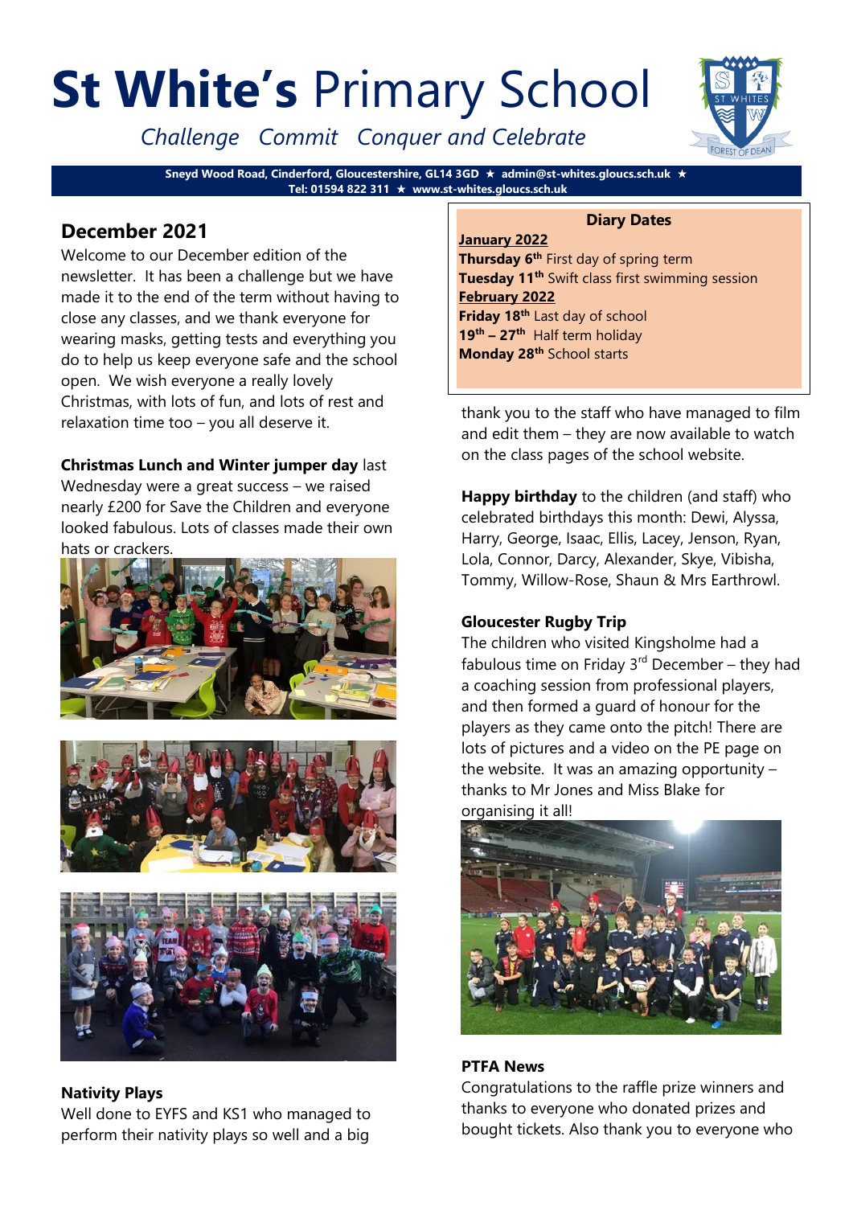# **St White's** Primary School

*Challenge Commit Conquer and Celebrate*

**Sneyd Wood Road, Cinderford, Gloucestershire, GL14 3GD ★ admin@st-whites.gloucs.sch.uk ★ Tel: 01594 822 311 ★ www.st-whites.gloucs.sch.uk**

## December 2021

Welcome to our December edition of the newsletter. It has been a challenge but we have made it to the end of the term without having to close any classes, and we thank everyone for wearing masks, getting tests and everything you do to help us keep everyone safe and the school open. We wish everyone a really lovely Christmas, with lots of fun, and lots of rest and relaxation time too – you all deserve it.

**Christmas Lunch and Winter jumper day** last Wednesday were a great success – we raised nearly £200 for Save the Children and everyone looked fabulous. Lots of classes made their own hats or crackers.

**Nativity Plays**
Well done to EYFS and KS1 who managed to perform their nativity plays so well and a big thank you to the staff who have managed to film and edit them – they are now available to watch on the class pages of the school website.

**Diary Dates**

**January 2022**
**Thursday 6th** First day of spring term
**Tuesday 11th** Swift class first swimming session
**February 2022**
**Friday 18th** Last day of school
**19th – 27th** Half term holiday
**Monday 28th** School starts

**Happy birthday** to the children (and staff) who celebrated birthdays this month: Dewi, Alyssa, Harry, George, Isaac, Ellis, Lacey, Jenson, Ryan, Lola, Connor, Darcy, Alexander, Skye, Vibisha, Tommy, Willow-Rose, Shaun & Mrs Earthrowl.

**Gloucester Rugby Trip**
The children who visited Kingsholme had a fabulous time on Friday 3rd December – they had a coaching session from professional players, and then formed a guard of honour for the players as they came onto the pitch! There are lots of pictures and a video on the PE page on the website. It was an amazing opportunity – thanks to Mr Jones and Miss Blake for organising it all!

**PTFA News**
Congratulations to the raffle prize winners and thanks to everyone who donated prizes and bought tickets. Also thank you to everyone who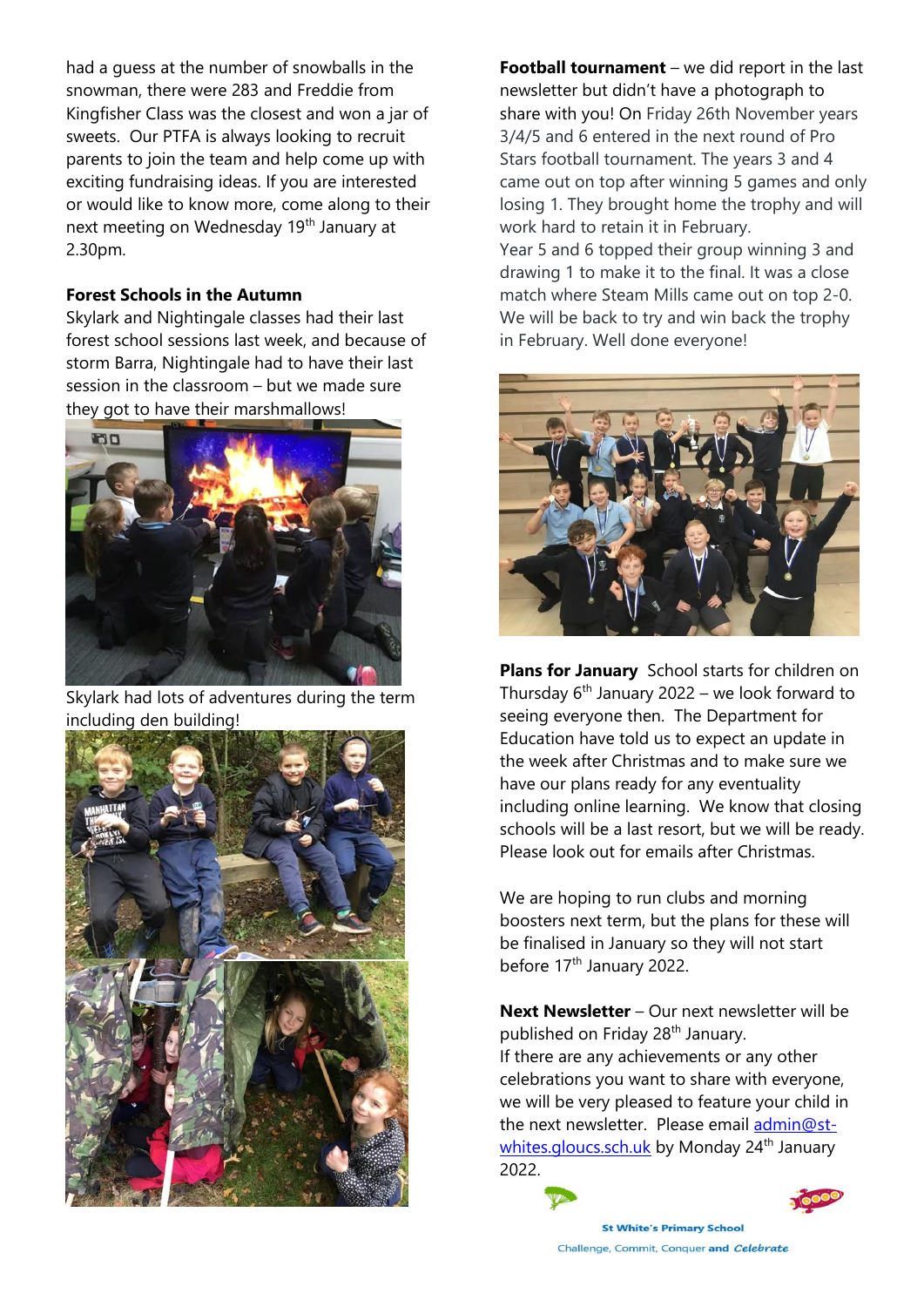had a guess at the number of snowballs in the snowman, there were 283 and Freddie from Kingfisher Class was the closest and won a jar of sweets. Our PTFA is always looking to recruit parents to join the team and help come up with exciting fundraising ideas. If you are interested or would like to know more, come along to their next meeting on Wednesday 19th January at 2.30pm.

**Forest Schools in the Autumn**
Skylark and Nightingale classes had their last forest school sessions last week, and because of storm Barra, Nightingale had to have their last session in the classroom – but we made sure they got to have their marshmallows!

Skylark had lots of adventures during the term including den building!

**Football tournament** – we did report in the last newsletter but didn't have a photograph to share with you! On Friday 26th November years 3/4/5 and 6 entered in the next round of Pro Stars football tournament. The years 3 and 4 came out on top after winning 5 games and only losing 1. They brought home the trophy and will work hard to retain it in February.
Year 5 and 6 topped their group winning 3 and drawing 1 to make it to the final. It was a close match where Steam Mills came out on top 2-0. We will be back to try and win back the trophy in February. Well done everyone!

**Plans for January** School starts for children on Thursday 6th January 2022 – we look forward to seeing everyone then. The Department for Education have told us to expect an update in the week after Christmas and to make sure we have our plans ready for any eventuality including online learning. We know that closing schools will be a last resort, but we will be ready. Please look out for emails after Christmas.

We are hoping to run clubs and morning boosters next term, but the plans for these will be finalised in January so they will not start before 17th January 2022.

**Next Newsletter** – Our next newsletter will be published on Friday 28th January.
If there are any achievements or any other celebrations you want to share with everyone, we will be very pleased to feature your child in the next newsletter. Please email admin@st-whites.gloucs.sch.uk by Monday 24th January 2022.

St White's Primary School
Challenge, Commit, Conquer and *Celebrate*